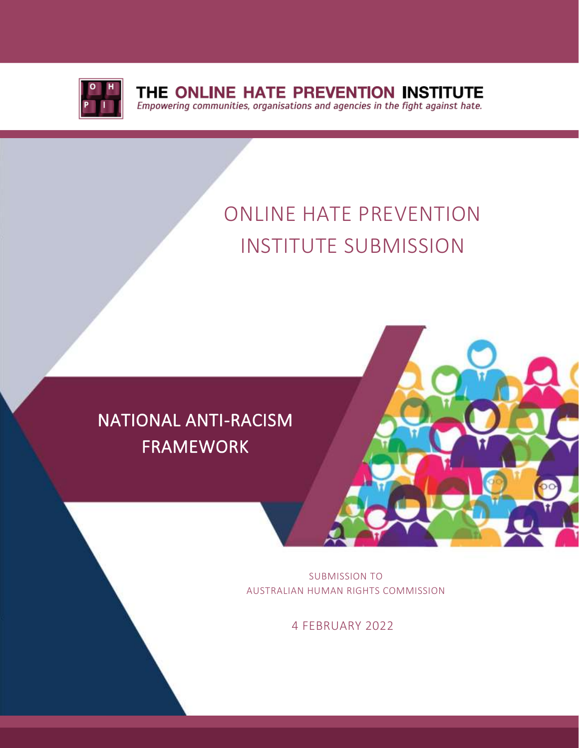THE ONLINE HATE PREVENTION INSTITUTE

*Empowering communities, organisations and agencies in the fight against hate.*

# ONLINE HATE PREVENTION INSTITUTE SUBMISSION

## NATIONAL ANTI-RACISM FRAMEWORK

SUBMISSION TO
AUSTRALIAN HUMAN RIGHTS COMMISSION

4 FEBRUARY 2022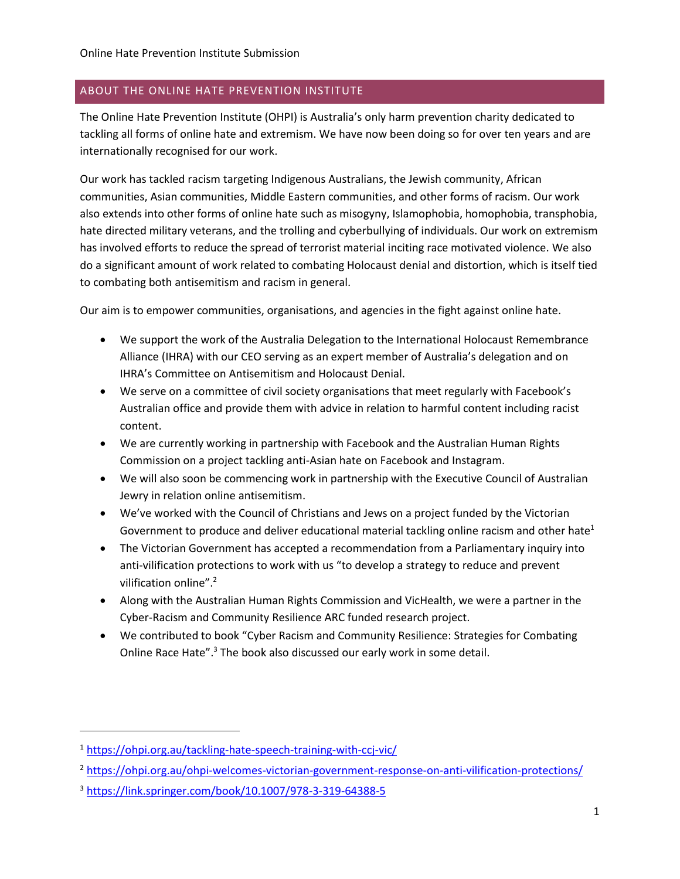## ABOUT THE ONLINE HATE PREVENTION INSTITUTE

The Online Hate Prevention Institute (OHPI) is Australia's only harm prevention charity dedicated to tackling all forms of online hate and extremism. We have now been doing so for over ten years and are internationally recognised for our work.

Our work has tackled racism targeting Indigenous Australians, the Jewish community, African communities, Asian communities, Middle Eastern communities, and other forms of racism. Our work also extends into other forms of online hate such as misogyny, Islamophobia, homophobia, transphobia, hate directed military veterans, and the trolling and cyberbullying of individuals. Our work on extremism has involved efforts to reduce the spread of terrorist material inciting race motivated violence. We also do a significant amount of work related to combating Holocaust denial and distortion, which is itself tied to combating both antisemitism and racism in general.

Our aim is to empower communities, organisations, and agencies in the fight against online hate.

- We support the work of the Australia Delegation to the International Holocaust Remembrance Alliance (IHRA) with our CEO serving as an expert member of Australia's delegation and on IHRA's Committee on Antisemitism and Holocaust Denial.
- We serve on a committee of civil society organisations that meet regularly with Facebook's Australian office and provide them with advice in relation to harmful content including racist content.
- We are currently working in partnership with Facebook and the Australian Human Rights Commission on a project tackling anti-Asian hate on Facebook and Instagram.
- We will also soon be commencing work in partnership with the Executive Council of Australian Jewry in relation online antisemitism.
- We've worked with the Council of Christians and Jews on a project funded by the Victorian Government to produce and deliver educational material tackling online racism and other hate[1]
- The Victorian Government has accepted a recommendation from a Parliamentary inquiry into anti-vilification protections to work with us "to develop a strategy to reduce and prevent vilification online".[2]
- Along with the Australian Human Rights Commission and VicHealth, we were a partner in the Cyber-Racism and Community Resilience ARC funded research project.
- We contributed to book "Cyber Racism and Community Resilience: Strategies for Combating Online Race Hate".[3] The book also discussed our early work in some detail.

---

[1] https://ohpi.org.au/tackling-hate-speech-training-with-ccj-vic/

[2] https://ohpi.org.au/ohpi-welcomes-victorian-government-response-on-anti-vilification-protections/

[3] https://link.springer.com/book/10.1007/978-3-319-64388-5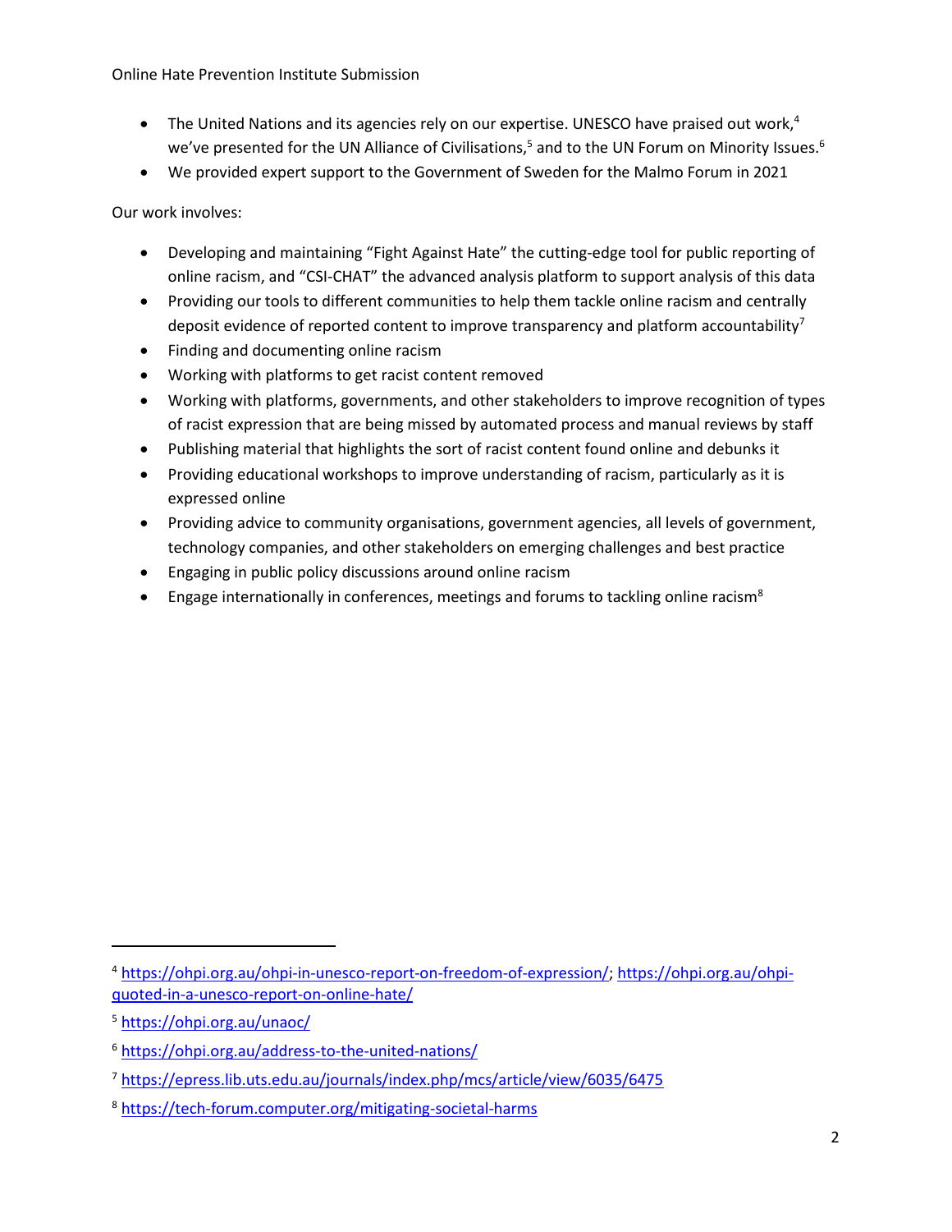- The United Nations and its agencies rely on our expertise. UNESCO have praised out work,[4] we've presented for the UN Alliance of Civilisations,[5] and to the UN Forum on Minority Issues.[6]
- We provided expert support to the Government of Sweden for the Malmo Forum in 2021

Our work involves:

- Developing and maintaining "Fight Against Hate" the cutting-edge tool for public reporting of online racism, and "CSI-CHAT" the advanced analysis platform to support analysis of this data
- Providing our tools to different communities to help them tackle online racism and centrally deposit evidence of reported content to improve transparency and platform accountability[7]
- Finding and documenting online racism
- Working with platforms to get racist content removed
- Working with platforms, governments, and other stakeholders to improve recognition of types of racist expression that are being missed by automated process and manual reviews by staff
- Publishing material that highlights the sort of racist content found online and debunks it
- Providing educational workshops to improve understanding of racism, particularly as it is expressed online
- Providing advice to community organisations, government agencies, all levels of government, technology companies, and other stakeholders on emerging challenges and best practice
- Engaging in public policy discussions around online racism
- Engage internationally in conferences, meetings and forums to tackling online racism[8]

---

[4] https://ohpi.org.au/ohpi-in-unesco-report-on-freedom-of-expression/; https://ohpi.org.au/ohpi-quoted-in-a-unesco-report-on-online-hate/

[5] https://ohpi.org.au/unaoc/

[6] https://ohpi.org.au/address-to-the-united-nations/

[7] https://epress.lib.uts.edu.au/journals/index.php/mcs/article/view/6035/6475

[8] https://tech-forum.computer.org/mitigating-societal-harms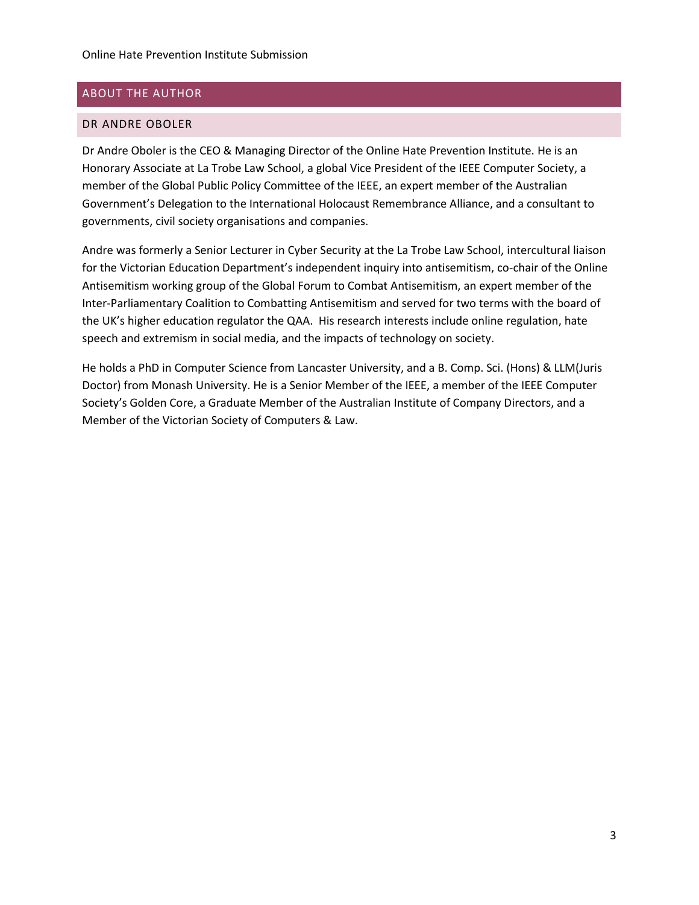## ABOUT THE AUTHOR

### DR ANDRE OBOLER

Dr Andre Oboler is the CEO & Managing Director of the Online Hate Prevention Institute. He is an Honorary Associate at La Trobe Law School, a global Vice President of the IEEE Computer Society, a member of the Global Public Policy Committee of the IEEE, an expert member of the Australian Government's Delegation to the International Holocaust Remembrance Alliance, and a consultant to governments, civil society organisations and companies.

Andre was formerly a Senior Lecturer in Cyber Security at the La Trobe Law School, intercultural liaison for the Victorian Education Department's independent inquiry into antisemitism, co-chair of the Online Antisemitism working group of the Global Forum to Combat Antisemitism, an expert member of the Inter-Parliamentary Coalition to Combatting Antisemitism and served for two terms with the board of the UK's higher education regulator the QAA. His research interests include online regulation, hate speech and extremism in social media, and the impacts of technology on society.

He holds a PhD in Computer Science from Lancaster University, and a B. Comp. Sci. (Hons) & LLM(Juris Doctor) from Monash University. He is a Senior Member of the IEEE, a member of the IEEE Computer Society's Golden Core, a Graduate Member of the Australian Institute of Company Directors, and a Member of the Victorian Society of Computers & Law.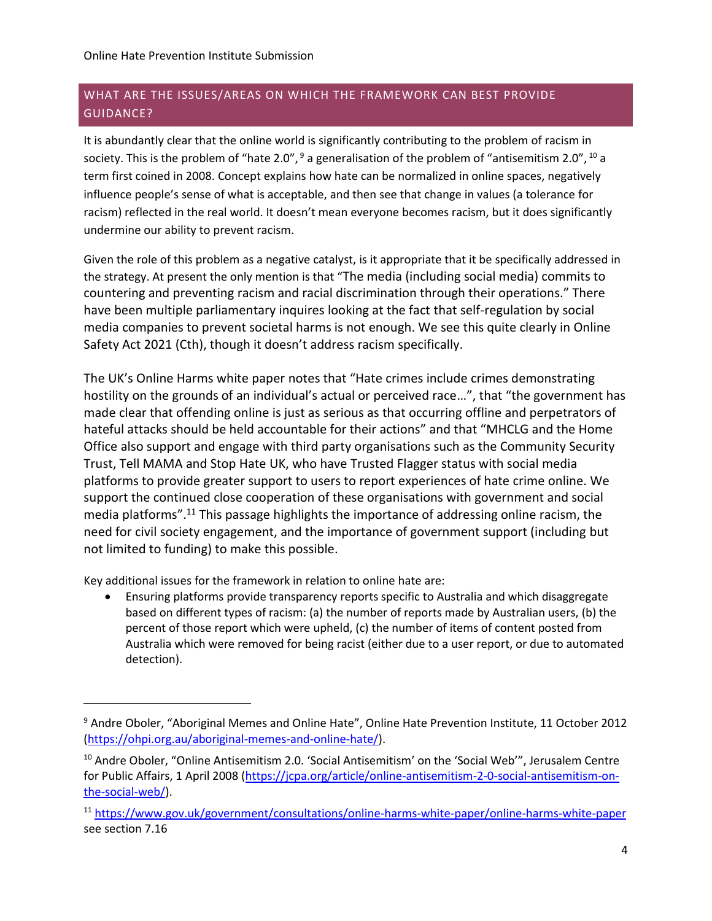## WHAT ARE THE ISSUES/AREAS ON WHICH THE FRAMEWORK CAN BEST PROVIDE GUIDANCE?

It is abundantly clear that the online world is significantly contributing to the problem of racism in society. This is the problem of "hate 2.0", [9] a generalisation of the problem of "antisemitism 2.0", [10] a term first coined in 2008. Concept explains how hate can be normalized in online spaces, negatively influence people's sense of what is acceptable, and then see that change in values (a tolerance for racism) reflected in the real world. It doesn't mean everyone becomes racism, but it does significantly undermine our ability to prevent racism.

Given the role of this problem as a negative catalyst, is it appropriate that it be specifically addressed in the strategy. At present the only mention is that "The media (including social media) commits to countering and preventing racism and racial discrimination through their operations." There have been multiple parliamentary inquires looking at the fact that self-regulation by social media companies to prevent societal harms is not enough. We see this quite clearly in Online Safety Act 2021 (Cth), though it doesn't address racism specifically.

The UK's Online Harms white paper notes that "Hate crimes include crimes demonstrating hostility on the grounds of an individual's actual or perceived race…", that "the government has made clear that offending online is just as serious as that occurring offline and perpetrators of hateful attacks should be held accountable for their actions" and that "MHCLG and the Home Office also support and engage with third party organisations such as the Community Security Trust, Tell MAMA and Stop Hate UK, who have Trusted Flagger status with social media platforms to provide greater support to users to report experiences of hate crime online. We support the continued close cooperation of these organisations with government and social media platforms".[11] This passage highlights the importance of addressing online racism, the need for civil society engagement, and the importance of government support (including but not limited to funding) to make this possible.

Key additional issues for the framework in relation to online hate are:

- Ensuring platforms provide transparency reports specific to Australia and which disaggregate based on different types of racism: (a) the number of reports made by Australian users, (b) the percent of those report which were upheld, (c) the number of items of content posted from Australia which were removed for being racist (either due to a user report, or due to automated detection).

---

[9] Andre Oboler, "Aboriginal Memes and Online Hate", Online Hate Prevention Institute, 11 October 2012 (https://ohpi.org.au/aboriginal-memes-and-online-hate/).

[10] Andre Oboler, "Online Antisemitism 2.0. 'Social Antisemitism' on the 'Social Web'", Jerusalem Centre for Public Affairs, 1 April 2008 (https://jcpa.org/article/online-antisemitism-2-0-social-antisemitism-on-the-social-web/).

[11] https://www.gov.uk/government/consultations/online-harms-white-paper/online-harms-white-paper see section 7.16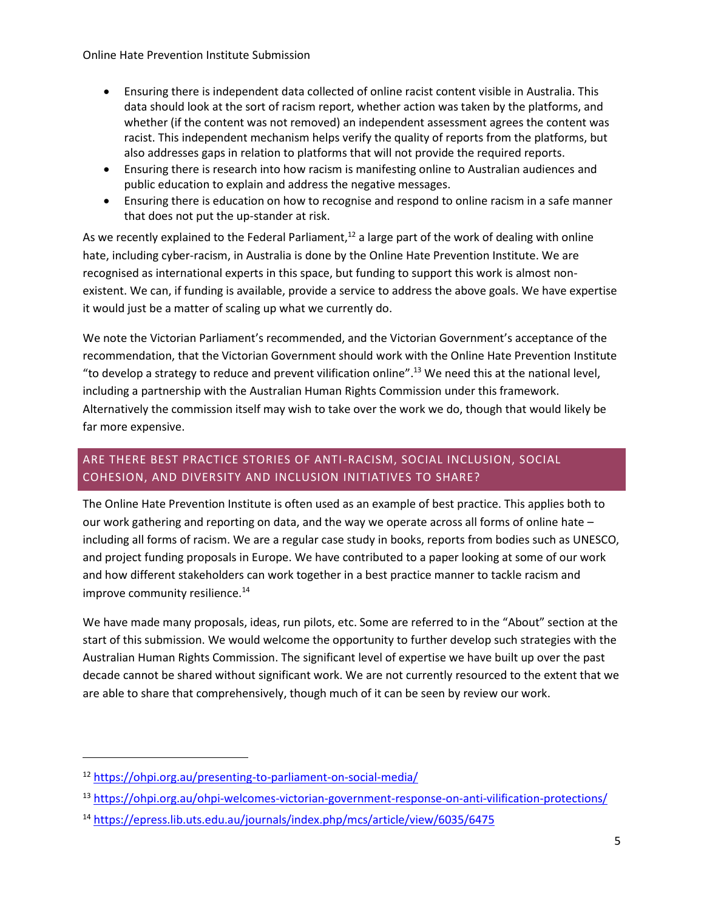- Ensuring there is independent data collected of online racist content visible in Australia. This data should look at the sort of racism report, whether action was taken by the platforms, and whether (if the content was not removed) an independent assessment agrees the content was racist. This independent mechanism helps verify the quality of reports from the platforms, but also addresses gaps in relation to platforms that will not provide the required reports.
- Ensuring there is research into how racism is manifesting online to Australian audiences and public education to explain and address the negative messages.
- Ensuring there is education on how to recognise and respond to online racism in a safe manner that does not put the up-stander at risk.

As we recently explained to the Federal Parliament,[12] a large part of the work of dealing with online hate, including cyber-racism, in Australia is done by the Online Hate Prevention Institute. We are recognised as international experts in this space, but funding to support this work is almost non-existent. We can, if funding is available, provide a service to address the above goals. We have expertise it would just be a matter of scaling up what we currently do.

We note the Victorian Parliament's recommended, and the Victorian Government's acceptance of the recommendation, that the Victorian Government should work with the Online Hate Prevention Institute "to develop a strategy to reduce and prevent vilification online".[13] We need this at the national level, including a partnership with the Australian Human Rights Commission under this framework. Alternatively the commission itself may wish to take over the work we do, though that would likely be far more expensive.

## ARE THERE BEST PRACTICE STORIES OF ANTI-RACISM, SOCIAL INCLUSION, SOCIAL COHESION, AND DIVERSITY AND INCLUSION INITIATIVES TO SHARE?

The Online Hate Prevention Institute is often used as an example of best practice. This applies both to our work gathering and reporting on data, and the way we operate across all forms of online hate – including all forms of racism. We are a regular case study in books, reports from bodies such as UNESCO, and project funding proposals in Europe. We have contributed to a paper looking at some of our work and how different stakeholders can work together in a best practice manner to tackle racism and improve community resilience.[14]

We have made many proposals, ideas, run pilots, etc. Some are referred to in the "About" section at the start of this submission. We would welcome the opportunity to further develop such strategies with the Australian Human Rights Commission. The significant level of expertise we have built up over the past decade cannot be shared without significant work. We are not currently resourced to the extent that we are able to share that comprehensively, though much of it can be seen by review our work.

---

[12] https://ohpi.org.au/presenting-to-parliament-on-social-media/

[13] https://ohpi.org.au/ohpi-welcomes-victorian-government-response-on-anti-vilification-protections/

[14] https://epress.lib.uts.edu.au/journals/index.php/mcs/article/view/6035/6475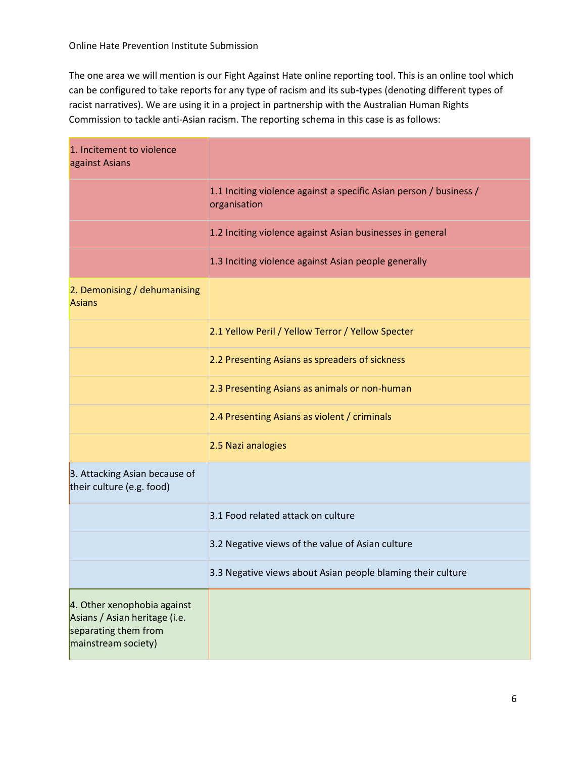The one area we will mention is our Fight Against Hate online reporting tool. This is an online tool which can be configured to take reports for any type of racism and its sub-types (denoting different types of racist narratives). We are using it in a project in partnership with the Australian Human Rights Commission to tackle anti-Asian racism. The reporting schema in this case is as follows:

| | |
|---|---|
| 1. Incitement to violence against Asians | |
| | 1.1 Inciting violence against a specific Asian person / business / organisation |
| | 1.2 Inciting violence against Asian businesses in general |
| | 1.3 Inciting violence against Asian people generally |
| 2. Demonising / dehumanising Asians | |
| | 2.1 Yellow Peril / Yellow Terror / Yellow Specter |
| | 2.2 Presenting Asians as spreaders of sickness |
| | 2.3 Presenting Asians as animals or non-human |
| | 2.4 Presenting Asians as violent / criminals |
| | 2.5 Nazi analogies |
| 3. Attacking Asian because of their culture (e.g. food) | |
| | 3.1 Food related attack on culture |
| | 3.2 Negative views of the value of Asian culture |
| | 3.3 Negative views about Asian people blaming their culture |
| 4. Other xenophobia against Asians / Asian heritage (i.e. separating them from mainstream society) | |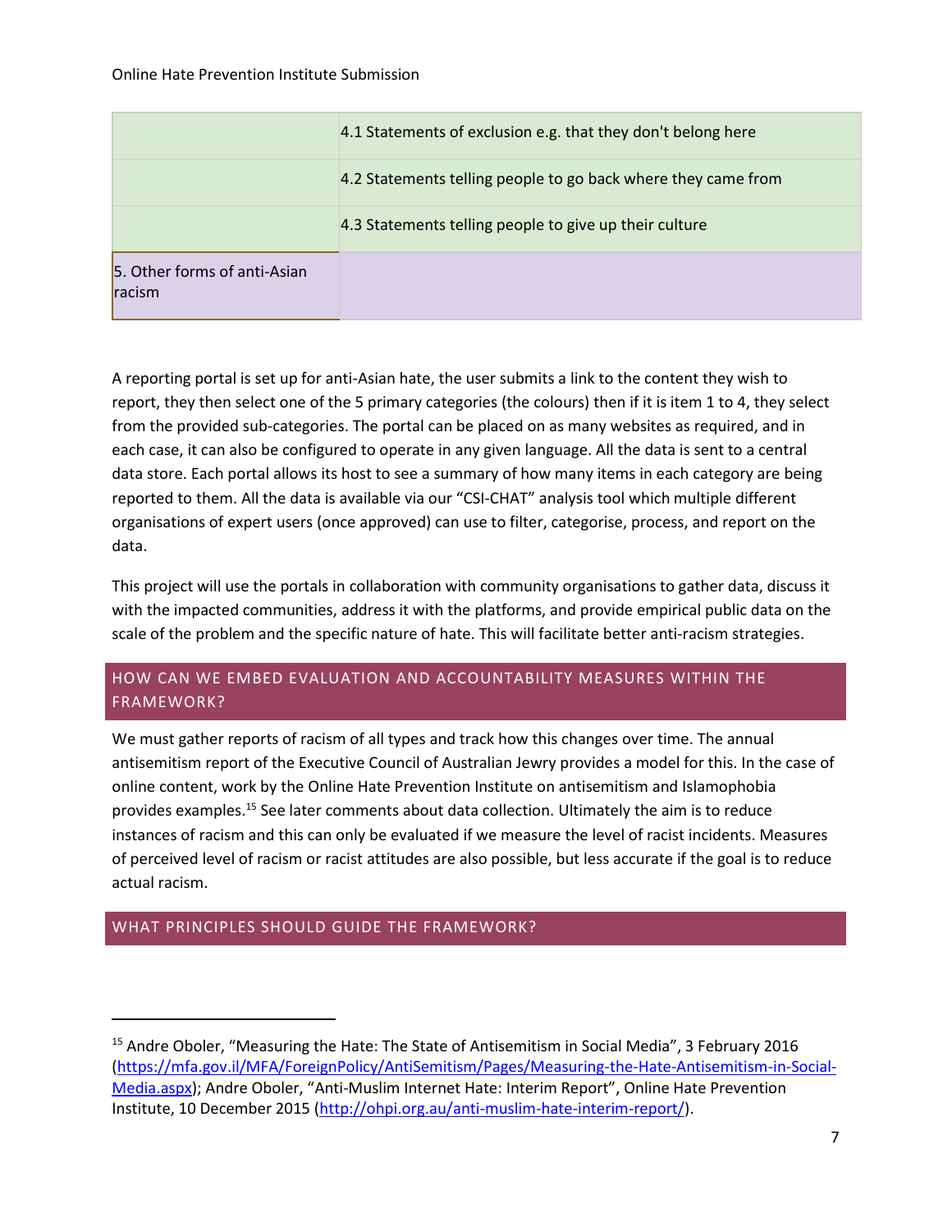| | |
|---|---|
| | 4.1 Statements of exclusion e.g. that they don't belong here |
| | 4.2 Statements telling people to go back where they came from |
| | 4.3 Statements telling people to give up their culture |
| 5. Other forms of anti-Asian racism | |

A reporting portal is set up for anti-Asian hate, the user submits a link to the content they wish to report, they then select one of the 5 primary categories (the colours) then if it is item 1 to 4, they select from the provided sub-categories. The portal can be placed on as many websites as required, and in each case, it can also be configured to operate in any given language. All the data is sent to a central data store. Each portal allows its host to see a summary of how many items in each category are being reported to them. All the data is available via our "CSI-CHAT" analysis tool which multiple different organisations of expert users (once approved) can use to filter, categorise, process, and report on the data.

This project will use the portals in collaboration with community organisations to gather data, discuss it with the impacted communities, address it with the platforms, and provide empirical public data on the scale of the problem and the specific nature of hate. This will facilitate better anti-racism strategies.

## HOW CAN WE EMBED EVALUATION AND ACCOUNTABILITY MEASURES WITHIN THE FRAMEWORK?

We must gather reports of racism of all types and track how this changes over time. The annual antisemitism report of the Executive Council of Australian Jewry provides a model for this. In the case of online content, work by the Online Hate Prevention Institute on antisemitism and Islamophobia provides examples.[15] See later comments about data collection. Ultimately the aim is to reduce instances of racism and this can only be evaluated if we measure the level of racist incidents. Measures of perceived level of racism or racist attitudes are also possible, but less accurate if the goal is to reduce actual racism.

## WHAT PRINCIPLES SHOULD GUIDE THE FRAMEWORK?

[15] Andre Oboler, "Measuring the Hate: The State of Antisemitism in Social Media", 3 February 2016 (https://mfa.gov.il/MFA/ForeignPolicy/AntiSemitism/Pages/Measuring-the-Hate-Antisemitism-in-Social-Media.aspx); Andre Oboler, "Anti-Muslim Internet Hate: Interim Report", Online Hate Prevention Institute, 10 December 2015 (http://ohpi.org.au/anti-muslim-hate-interim-report/).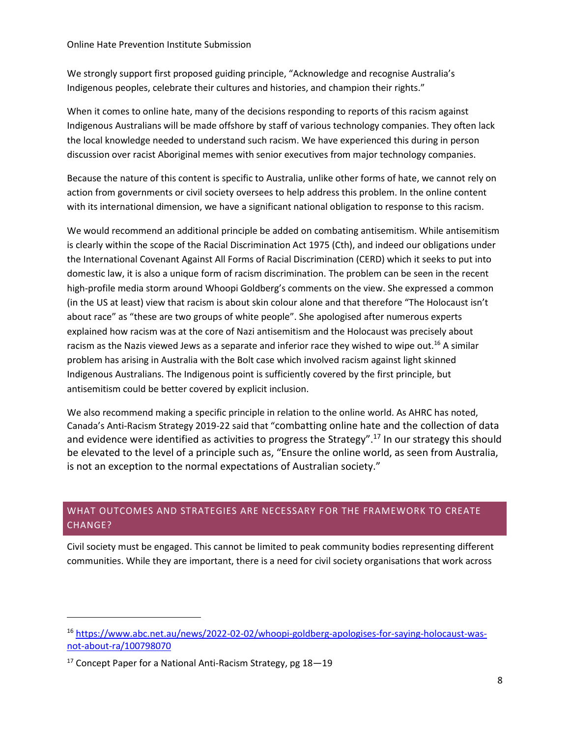We strongly support first proposed guiding principle, "Acknowledge and recognise Australia's Indigenous peoples, celebrate their cultures and histories, and champion their rights."

When it comes to online hate, many of the decisions responding to reports of this racism against Indigenous Australians will be made offshore by staff of various technology companies. They often lack the local knowledge needed to understand such racism. We have experienced this during in person discussion over racist Aboriginal memes with senior executives from major technology companies.

Because the nature of this content is specific to Australia, unlike other forms of hate, we cannot rely on action from governments or civil society oversees to help address this problem. In the online content with its international dimension, we have a significant national obligation to response to this racism.

We would recommend an additional principle be added on combating antisemitism. While antisemitism is clearly within the scope of the Racial Discrimination Act 1975 (Cth), and indeed our obligations under the International Covenant Against All Forms of Racial Discrimination (CERD) which it seeks to put into domestic law, it is also a unique form of racism discrimination. The problem can be seen in the recent high-profile media storm around Whoopi Goldberg's comments on the view. She expressed a common (in the US at least) view that racism is about skin colour alone and that therefore "The Holocaust isn't about race" as "these are two groups of white people". She apologised after numerous experts explained how racism was at the core of Nazi antisemitism and the Holocaust was precisely about racism as the Nazis viewed Jews as a separate and inferior race they wished to wipe out.[16] A similar problem has arising in Australia with the Bolt case which involved racism against light skinned Indigenous Australians. The Indigenous point is sufficiently covered by the first principle, but antisemitism could be better covered by explicit inclusion.

We also recommend making a specific principle in relation to the online world. As AHRC has noted, Canada's Anti-Racism Strategy 2019-22 said that "combatting online hate and the collection of data and evidence were identified as activities to progress the Strategy".[17] In our strategy this should be elevated to the level of a principle such as, "Ensure the online world, as seen from Australia, is not an exception to the normal expectations of Australian society."

## WHAT OUTCOMES AND STRATEGIES ARE NECESSARY FOR THE FRAMEWORK TO CREATE CHANGE?

Civil society must be engaged. This cannot be limited to peak community bodies representing different communities. While they are important, there is a need for civil society organisations that work across

---

[16] https://www.abc.net.au/news/2022-02-02/whoopi-goldberg-apologises-for-saying-holocaust-was-not-about-ra/100798070

[17] Concept Paper for a National Anti-Racism Strategy, pg 18—19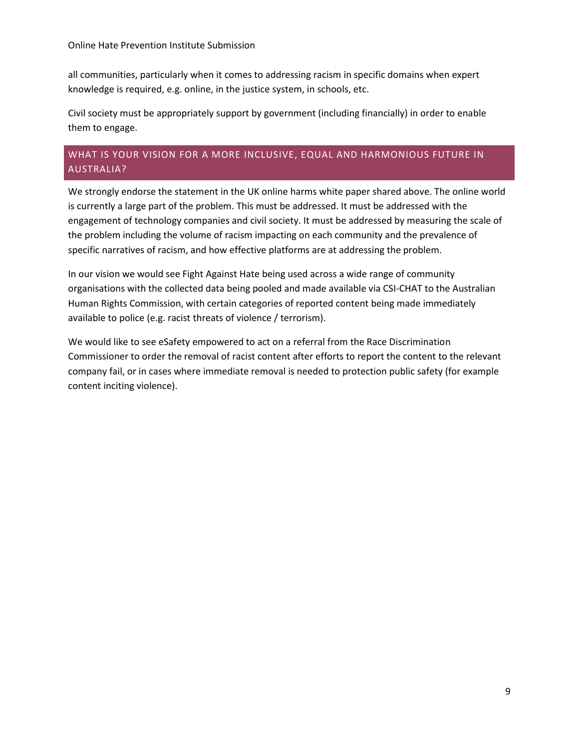all communities, particularly when it comes to addressing racism in specific domains when expert knowledge is required, e.g. online, in the justice system, in schools, etc.

Civil society must be appropriately support by government (including financially) in order to enable them to engage.

## WHAT IS YOUR VISION FOR A MORE INCLUSIVE, EQUAL AND HARMONIOUS FUTURE IN AUSTRALIA?

We strongly endorse the statement in the UK online harms white paper shared above. The online world is currently a large part of the problem. This must be addressed. It must be addressed with the engagement of technology companies and civil society. It must be addressed by measuring the scale of the problem including the volume of racism impacting on each community and the prevalence of specific narratives of racism, and how effective platforms are at addressing the problem.

In our vision we would see Fight Against Hate being used across a wide range of community organisations with the collected data being pooled and made available via CSI-CHAT to the Australian Human Rights Commission, with certain categories of reported content being made immediately available to police (e.g. racist threats of violence / terrorism).

We would like to see eSafety empowered to act on a referral from the Race Discrimination Commissioner to order the removal of racist content after efforts to report the content to the relevant company fail, or in cases where immediate removal is needed to protection public safety (for example content inciting violence).